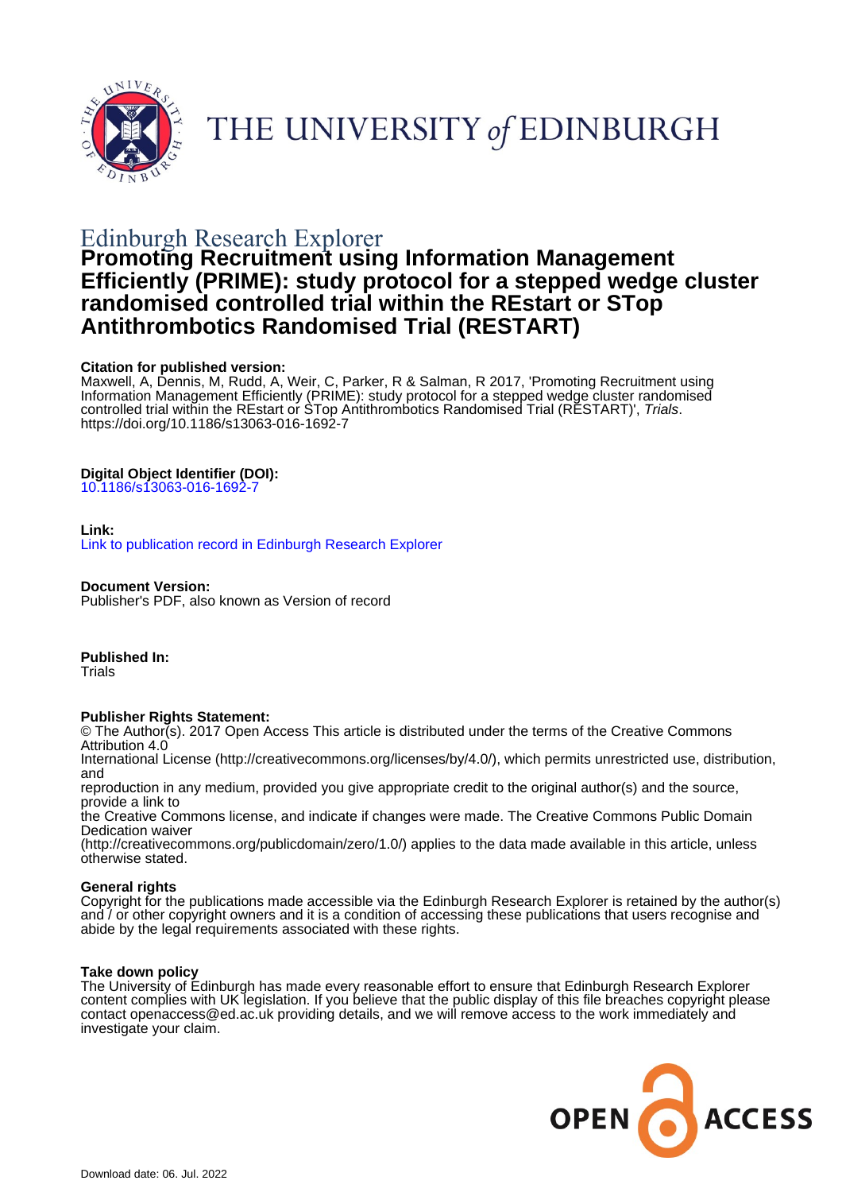THE UNIVERSITY *of* EDINBURGH

Edinburgh Research Explorer

# Promoting Recruitment using Information Management Efficiently (PRIME): study protocol for a stepped wedge cluster randomised controlled trial within the REstart or STop Antithrombotics Randomised Trial (RESTART)

**Citation for published version:**
Maxwell, A, Dennis, M, Rudd, A, Weir, C, Parker, R & Salman, R 2017, 'Promoting Recruitment using Information Management Efficiently (PRIME): study protocol for a stepped wedge cluster randomised controlled trial within the REstart or STop Antithrombotics Randomised Trial (RESTART)', *Trials*. https://doi.org/10.1186/s13063-016-1692-7

**Digital Object Identifier (DOI):**
10.1186/s13063-016-1692-7

**Link:**
Link to publication record in Edinburgh Research Explorer

**Document Version:**
Publisher's PDF, also known as Version of record

**Published In:**
Trials

**Publisher Rights Statement:**
© The Author(s). 2017 Open Access This article is distributed under the terms of the Creative Commons Attribution 4.0
International License (http://creativecommons.org/licenses/by/4.0/), which permits unrestricted use, distribution, and
reproduction in any medium, provided you give appropriate credit to the original author(s) and the source, provide a link to
the Creative Commons license, and indicate if changes were made. The Creative Commons Public Domain Dedication waiver
(http://creativecommons.org/publicdomain/zero/1.0/) applies to the data made available in this article, unless otherwise stated.

**General rights**
Copyright for the publications made accessible via the Edinburgh Research Explorer is retained by the author(s) and / or other copyright owners and it is a condition of accessing these publications that users recognise and abide by the legal requirements associated with these rights.

**Take down policy**
The University of Edinburgh has made every reasonable effort to ensure that Edinburgh Research Explorer content complies with UK legislation. If you believe that the public display of this file breaches copyright please contact openaccess@ed.ac.uk providing details, and we will remove access to the work immediately and investigate your claim.

OPEN ACCESS

Download date: 06. Jul. 2022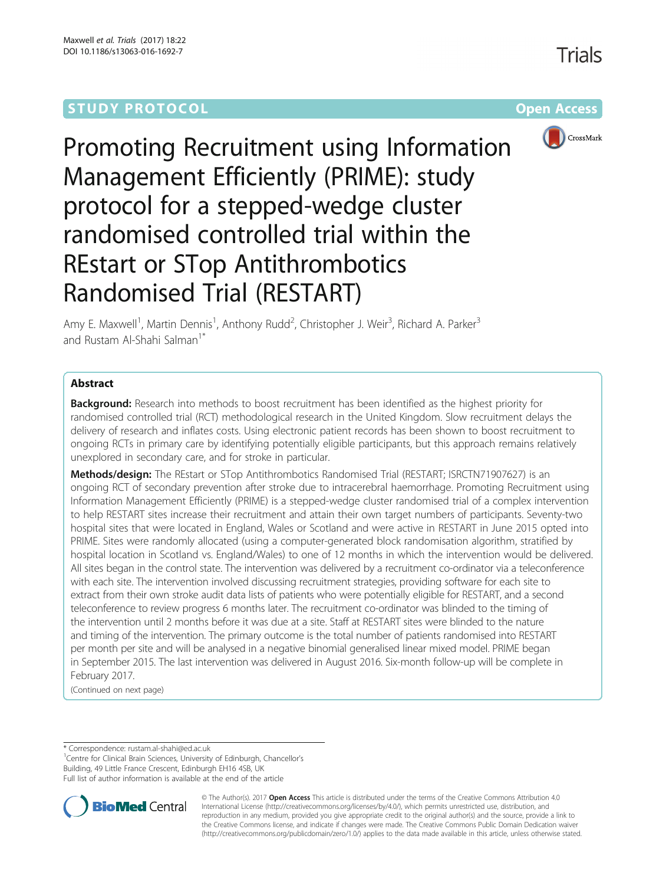# Promoting Recruitment using Information Management Efficiently (PRIME): study protocol for a stepped-wedge cluster randomised controlled trial within the REstart or STop Antithrombotics Randomised Trial (RESTART)

Amy E. Maxwell[1], Martin Dennis[1], Anthony Rudd[2], Christopher J. Weir[3], Richard A. Parker[3] and Rustam Al-Shahi Salman[1*]

## Abstract

**Background:** Research into methods to boost recruitment has been identified as the highest priority for randomised controlled trial (RCT) methodological research in the United Kingdom. Slow recruitment delays the delivery of research and inflates costs. Using electronic patient records has been shown to boost recruitment to ongoing RCTs in primary care by identifying potentially eligible participants, but this approach remains relatively unexplored in secondary care, and for stroke in particular.

**Methods/design:** The REstart or STop Antithrombotics Randomised Trial (RESTART; ISRCTN71907627) is an ongoing RCT of secondary prevention after stroke due to intracerebral haemorrhage. Promoting Recruitment using Information Management Efficiently (PRIME) is a stepped-wedge cluster randomised trial of a complex intervention to help RESTART sites increase their recruitment and attain their own target numbers of participants. Seventy-two hospital sites that were located in England, Wales or Scotland and were active in RESTART in June 2015 opted into PRIME. Sites were randomly allocated (using a computer-generated block randomisation algorithm, stratified by hospital location in Scotland vs. England/Wales) to one of 12 months in which the intervention would be delivered. All sites began in the control state. The intervention was delivered by a recruitment co-ordinator via a teleconference with each site. The intervention involved discussing recruitment strategies, providing software for each site to extract from their own stroke audit data lists of patients who were potentially eligible for RESTART, and a second teleconference to review progress 6 months later. The recruitment co-ordinator was blinded to the timing of the intervention until 2 months before it was due at a site. Staff at RESTART sites were blinded to the nature and timing of the intervention. The primary outcome is the total number of patients randomised into RESTART per month per site and will be analysed in a negative binomial generalised linear mixed model. PRIME began in September 2015. The last intervention was delivered in August 2016. Six-month follow-up will be complete in February 2017.

(Continued on next page)

\* Correspondence: rustam.al-shahi@ed.ac.uk

[1]Centre for Clinical Brain Sciences, University of Edinburgh, Chancellor's Building, 49 Little France Crescent, Edinburgh EH16 4SB, UK

Full list of author information is available at the end of the article

© The Author(s). 2017 **Open Access** This article is distributed under the terms of the Creative Commons Attribution 4.0 International License (http://creativecommons.org/licenses/by/4.0/), which permits unrestricted use, distribution, and reproduction in any medium, provided you give appropriate credit to the original author(s) and the source, provide a link to the Creative Commons license, and indicate if changes were made. The Creative Commons Public Domain Dedication waiver (http://creativecommons.org/publicdomain/zero/1.0/) applies to the data made available in this article, unless otherwise stated.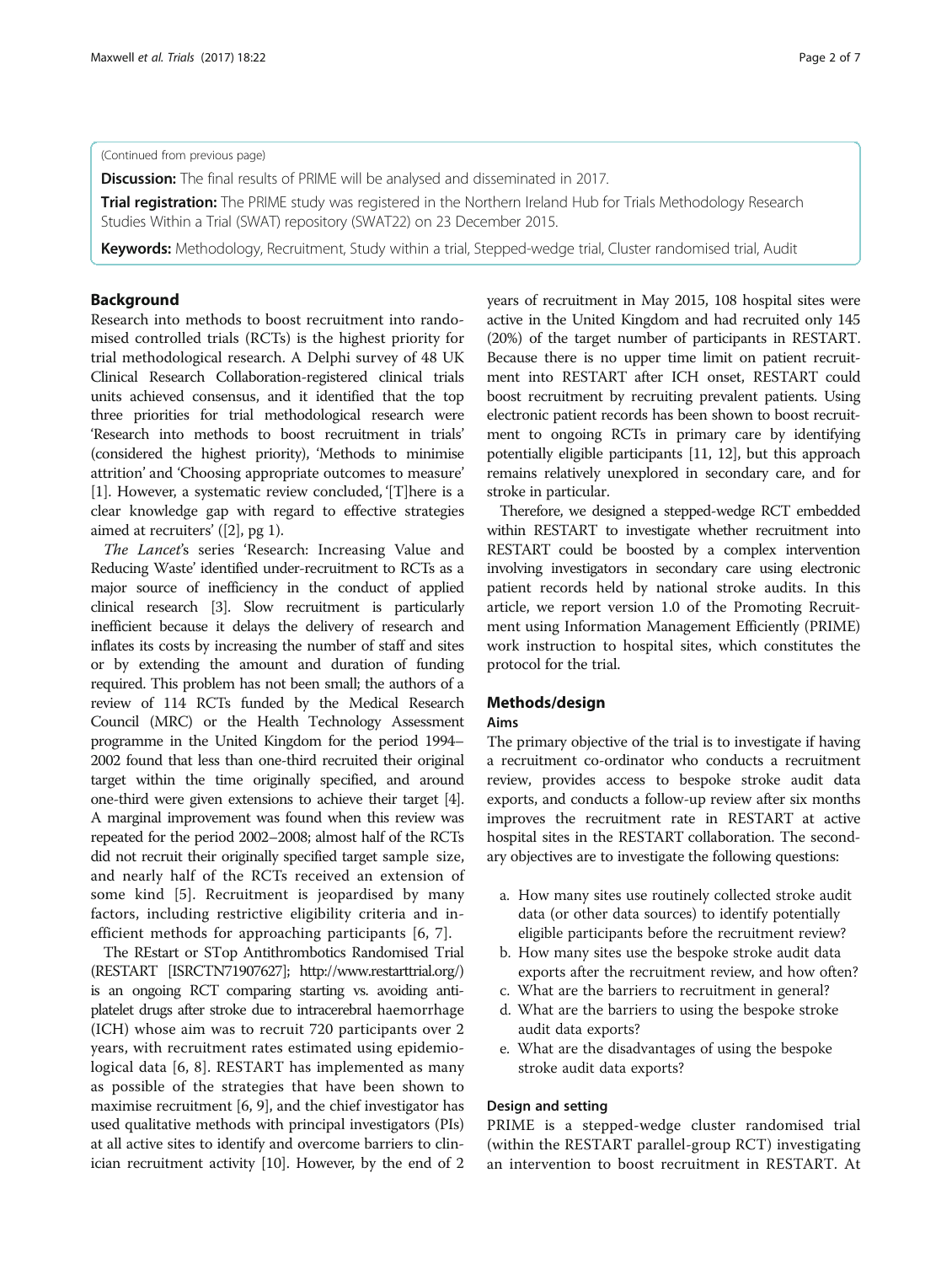(Continued from previous page)

**Discussion:** The final results of PRIME will be analysed and disseminated in 2017.

**Trial registration:** The PRIME study was registered in the Northern Ireland Hub for Trials Methodology Research Studies Within a Trial (SWAT) repository (SWAT22) on 23 December 2015.

**Keywords:** Methodology, Recruitment, Study within a trial, Stepped-wedge trial, Cluster randomised trial, Audit

## Background

Research into methods to boost recruitment into randomised controlled trials (RCTs) is the highest priority for trial methodological research. A Delphi survey of 48 UK Clinical Research Collaboration-registered clinical trials units achieved consensus, and it identified that the top three priorities for trial methodological research were 'Research into methods to boost recruitment in trials' (considered the highest priority), 'Methods to minimise attrition' and 'Choosing appropriate outcomes to measure' [1]. However, a systematic review concluded, '[T]here is a clear knowledge gap with regard to effective strategies aimed at recruiters' ([2], pg 1).

*The Lancet*'s series 'Research: Increasing Value and Reducing Waste' identified under-recruitment to RCTs as a major source of inefficiency in the conduct of applied clinical research [3]. Slow recruitment is particularly inefficient because it delays the delivery of research and inflates its costs by increasing the number of staff and sites or by extending the amount and duration of funding required. This problem has not been small; the authors of a review of 114 RCTs funded by the Medical Research Council (MRC) or the Health Technology Assessment programme in the United Kingdom for the period 1994–2002 found that less than one-third recruited their original target within the time originally specified, and around one-third were given extensions to achieve their target [4]. A marginal improvement was found when this review was repeated for the period 2002–2008; almost half of the RCTs did not recruit their originally specified target sample size, and nearly half of the RCTs received an extension of some kind [5]. Recruitment is jeopardised by many factors, including restrictive eligibility criteria and inefficient methods for approaching participants [6, 7].

The REstart or STop Antithrombotics Randomised Trial (RESTART [ISRCTN71907627]; http://www.restarttrial.org/) is an ongoing RCT comparing starting vs. avoiding antiplatelet drugs after stroke due to intracerebral haemorrhage (ICH) whose aim was to recruit 720 participants over 2 years, with recruitment rates estimated using epidemiological data [6, 8]. RESTART has implemented as many as possible of the strategies that have been shown to maximise recruitment [6, 9], and the chief investigator has used qualitative methods with principal investigators (PIs) at all active sites to identify and overcome barriers to clinician recruitment activity [10]. However, by the end of 2 years of recruitment in May 2015, 108 hospital sites were active in the United Kingdom and had recruited only 145 (20%) of the target number of participants in RESTART. Because there is no upper time limit on patient recruitment into RESTART after ICH onset, RESTART could boost recruitment by recruiting prevalent patients. Using electronic patient records has been shown to boost recruitment to ongoing RCTs in primary care by identifying potentially eligible participants [11, 12], but this approach remains relatively unexplored in secondary care, and for stroke in particular.

Therefore, we designed a stepped-wedge RCT embedded within RESTART to investigate whether recruitment into RESTART could be boosted by a complex intervention involving investigators in secondary care using electronic patient records held by national stroke audits. In this article, we report version 1.0 of the Promoting Recruitment using Information Management Efficiently (PRIME) work instruction to hospital sites, which constitutes the protocol for the trial.

## Methods/design

### Aims

The primary objective of the trial is to investigate if having a recruitment co-ordinator who conducts a recruitment review, provides access to bespoke stroke audit data exports, and conducts a follow-up review after six months improves the recruitment rate in RESTART at active hospital sites in the RESTART collaboration. The secondary objectives are to investigate the following questions:

a. How many sites use routinely collected stroke audit data (or other data sources) to identify potentially eligible participants before the recruitment review?
b. How many sites use the bespoke stroke audit data exports after the recruitment review, and how often?
c. What are the barriers to recruitment in general?
d. What are the barriers to using the bespoke stroke audit data exports?
e. What are the disadvantages of using the bespoke stroke audit data exports?

### Design and setting

PRIME is a stepped-wedge cluster randomised trial (within the RESTART parallel-group RCT) investigating an intervention to boost recruitment in RESTART. At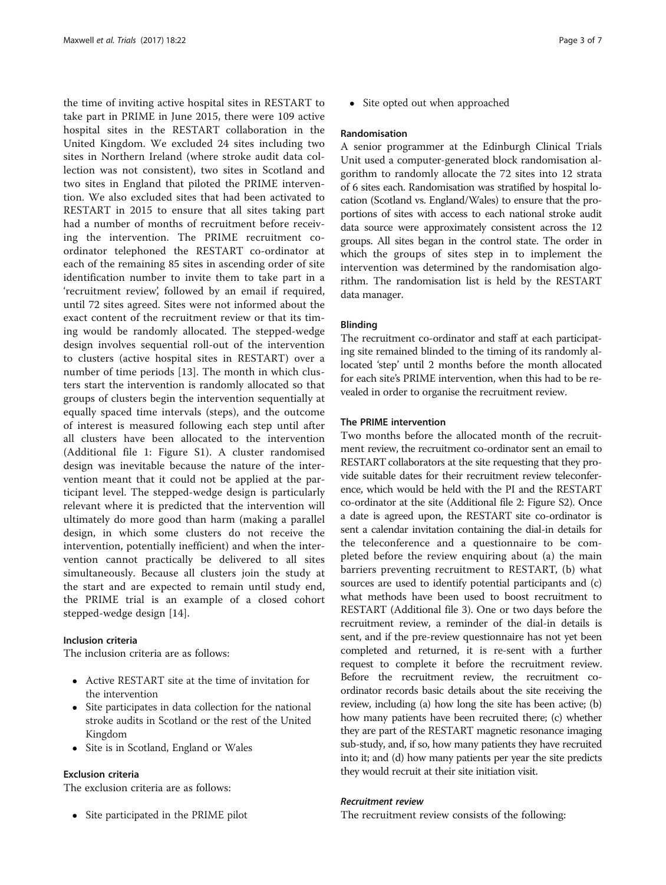the time of inviting active hospital sites in RESTART to take part in PRIME in June 2015, there were 109 active hospital sites in the RESTART collaboration in the United Kingdom. We excluded 24 sites including two sites in Northern Ireland (where stroke audit data collection was not consistent), two sites in Scotland and two sites in England that piloted the PRIME intervention. We also excluded sites that had been activated to RESTART in 2015 to ensure that all sites taking part had a number of months of recruitment before receiving the intervention. The PRIME recruitment co-ordinator telephoned the RESTART co-ordinator at each of the remaining 85 sites in ascending order of site identification number to invite them to take part in a 'recruitment review', followed by an email if required, until 72 sites agreed. Sites were not informed about the exact content of the recruitment review or that its timing would be randomly allocated. The stepped-wedge design involves sequential roll-out of the intervention to clusters (active hospital sites in RESTART) over a number of time periods [13]. The month in which clusters start the intervention is randomly allocated so that groups of clusters begin the intervention sequentially at equally spaced time intervals (steps), and the outcome of interest is measured following each step until after all clusters have been allocated to the intervention (Additional file 1: Figure S1). A cluster randomised design was inevitable because the nature of the intervention meant that it could not be applied at the participant level. The stepped-wedge design is particularly relevant where it is predicted that the intervention will ultimately do more good than harm (making a parallel design, in which some clusters do not receive the intervention, potentially inefficient) and when the intervention cannot practically be delivered to all sites simultaneously. Because all clusters join the study at the start and are expected to remain until study end, the PRIME trial is an example of a closed cohort stepped-wedge design [14].

### Inclusion criteria

The inclusion criteria are as follows:

- Active RESTART site at the time of invitation for the intervention
- Site participates in data collection for the national stroke audits in Scotland or the rest of the United Kingdom
- Site is in Scotland, England or Wales

### Exclusion criteria

The exclusion criteria are as follows:

- Site participated in the PRIME pilot
- Site opted out when approached

### Randomisation

A senior programmer at the Edinburgh Clinical Trials Unit used a computer-generated block randomisation algorithm to randomly allocate the 72 sites into 12 strata of 6 sites each. Randomisation was stratified by hospital location (Scotland vs. England/Wales) to ensure that the proportions of sites with access to each national stroke audit data source were approximately consistent across the 12 groups. All sites began in the control state. The order in which the groups of sites step in to implement the intervention was determined by the randomisation algorithm. The randomisation list is held by the RESTART data manager.

### Blinding

The recruitment co-ordinator and staff at each participating site remained blinded to the timing of its randomly allocated 'step' until 2 months before the month allocated for each site's PRIME intervention, when this had to be revealed in order to organise the recruitment review.

### The PRIME intervention

Two months before the allocated month of the recruitment review, the recruitment co-ordinator sent an email to RESTART collaborators at the site requesting that they provide suitable dates for their recruitment review teleconference, which would be held with the PI and the RESTART co-ordinator at the site (Additional file 2: Figure S2). Once a date is agreed upon, the RESTART site co-ordinator is sent a calendar invitation containing the dial-in details for the teleconference and a questionnaire to be completed before the review enquiring about (a) the main barriers preventing recruitment to RESTART, (b) what sources are used to identify potential participants and (c) what methods have been used to boost recruitment to RESTART (Additional file 3). One or two days before the recruitment review, a reminder of the dial-in details is sent, and if the pre-review questionnaire has not yet been completed and returned, it is re-sent with a further request to complete it before the recruitment review. Before the recruitment review, the recruitment co-ordinator records basic details about the site receiving the review, including (a) how long the site has been active; (b) how many patients have been recruited there; (c) whether they are part of the RESTART magnetic resonance imaging sub-study, and, if so, how many patients they have recruited into it; and (d) how many patients per year the site predicts they would recruit at their site initiation visit.

#### *Recruitment review*

The recruitment review consists of the following: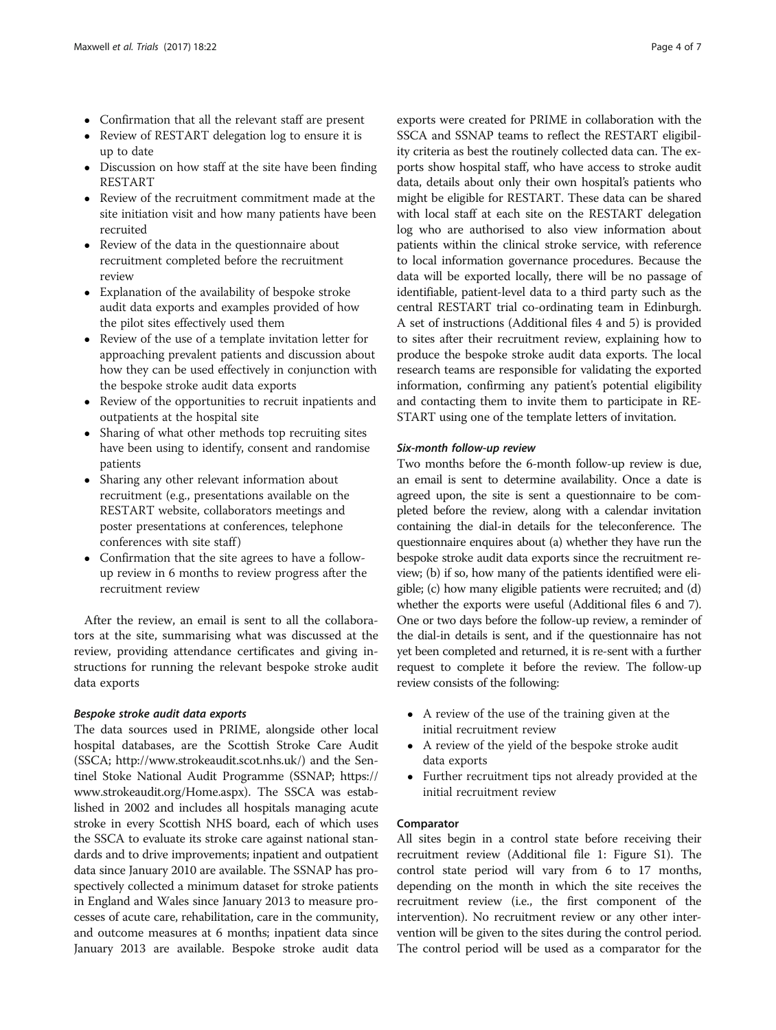- Confirmation that all the relevant staff are present
- Review of RESTART delegation log to ensure it is up to date
- Discussion on how staff at the site have been finding RESTART
- Review of the recruitment commitment made at the site initiation visit and how many patients have been recruited
- Review of the data in the questionnaire about recruitment completed before the recruitment review
- Explanation of the availability of bespoke stroke audit data exports and examples provided of how the pilot sites effectively used them
- Review of the use of a template invitation letter for approaching prevalent patients and discussion about how they can be used effectively in conjunction with the bespoke stroke audit data exports
- Review of the opportunities to recruit inpatients and outpatients at the hospital site
- Sharing of what other methods top recruiting sites have been using to identify, consent and randomise patients
- Sharing any other relevant information about recruitment (e.g., presentations available on the RESTART website, collaborators meetings and poster presentations at conferences, telephone conferences with site staff)
- Confirmation that the site agrees to have a follow-up review in 6 months to review progress after the recruitment review

After the review, an email is sent to all the collaborators at the site, summarising what was discussed at the review, providing attendance certificates and giving instructions for running the relevant bespoke stroke audit data exports

#### *Bespoke stroke audit data exports*

The data sources used in PRIME, alongside other local hospital databases, are the Scottish Stroke Care Audit (SSCA; http://www.strokeaudit.scot.nhs.uk/) and the Sentinel Stoke National Audit Programme (SSNAP; https://www.strokeaudit.org/Home.aspx). The SSCA was established in 2002 and includes all hospitals managing acute stroke in every Scottish NHS board, each of which uses the SSCA to evaluate its stroke care against national standards and to drive improvements; inpatient and outpatient data since January 2010 are available. The SSNAP has prospectively collected a minimum dataset for stroke patients in England and Wales since January 2013 to measure processes of acute care, rehabilitation, care in the community, and outcome measures at 6 months; inpatient data since January 2013 are available. Bespoke stroke audit data exports were created for PRIME in collaboration with the SSCA and SSNAP teams to reflect the RESTART eligibility criteria as best the routinely collected data can. The exports show hospital staff, who have access to stroke audit data, details about only their own hospital's patients who might be eligible for RESTART. These data can be shared with local staff at each site on the RESTART delegation log who are authorised to also view information about patients within the clinical stroke service, with reference to local information governance procedures. Because the data will be exported locally, there will be no passage of identifiable, patient-level data to a third party such as the central RESTART trial co-ordinating team in Edinburgh. A set of instructions (Additional files 4 and 5) is provided to sites after their recruitment review, explaining how to produce the bespoke stroke audit data exports. The local research teams are responsible for validating the exported information, confirming any patient's potential eligibility and contacting them to invite them to participate in RESTART using one of the template letters of invitation.

#### *Six-month follow-up review*

Two months before the 6-month follow-up review is due, an email is sent to determine availability. Once a date is agreed upon, the site is sent a questionnaire to be completed before the review, along with a calendar invitation containing the dial-in details for the teleconference. The questionnaire enquires about (a) whether they have run the bespoke stroke audit data exports since the recruitment review; (b) if so, how many of the patients identified were eligible; (c) how many eligible patients were recruited; and (d) whether the exports were useful (Additional files 6 and 7). One or two days before the follow-up review, a reminder of the dial-in details is sent, and if the questionnaire has not yet been completed and returned, it is re-sent with a further request to complete it before the review. The follow-up review consists of the following:

- A review of the use of the training given at the initial recruitment review
- A review of the yield of the bespoke stroke audit data exports
- Further recruitment tips not already provided at the initial recruitment review

### Comparator

All sites begin in a control state before receiving their recruitment review (Additional file 1: Figure S1). The control state period will vary from 6 to 17 months, depending on the month in which the site receives the recruitment review (i.e., the first component of the intervention). No recruitment review or any other intervention will be given to the sites during the control period. The control period will be used as a comparator for the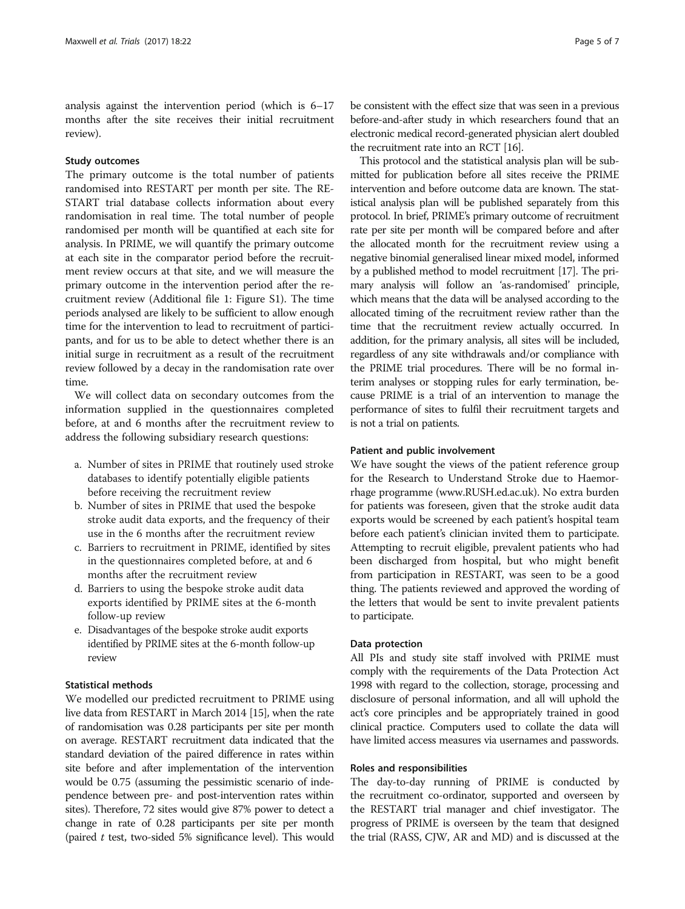analysis against the intervention period (which is 6–17 months after the site receives their initial recruitment review).

### Study outcomes

The primary outcome is the total number of patients randomised into RESTART per month per site. The RESTART trial database collects information about every randomisation in real time. The total number of people randomised per month will be quantified at each site for analysis. In PRIME, we will quantify the primary outcome at each site in the comparator period before the recruitment review occurs at that site, and we will measure the primary outcome in the intervention period after the recruitment review (Additional file 1: Figure S1). The time periods analysed are likely to be sufficient to allow enough time for the intervention to lead to recruitment of participants, and for us to be able to detect whether there is an initial surge in recruitment as a result of the recruitment review followed by a decay in the randomisation rate over time.

We will collect data on secondary outcomes from the information supplied in the questionnaires completed before, at and 6 months after the recruitment review to address the following subsidiary research questions:

a. Number of sites in PRIME that routinely used stroke databases to identify potentially eligible patients before receiving the recruitment review
b. Number of sites in PRIME that used the bespoke stroke audit data exports, and the frequency of their use in the 6 months after the recruitment review
c. Barriers to recruitment in PRIME, identified by sites in the questionnaires completed before, at and 6 months after the recruitment review
d. Barriers to using the bespoke stroke audit data exports identified by PRIME sites at the 6-month follow-up review
e. Disadvantages of the bespoke stroke audit exports identified by PRIME sites at the 6-month follow-up review

### Statistical methods

We modelled our predicted recruitment to PRIME using live data from RESTART in March 2014 [15], when the rate of randomisation was 0.28 participants per site per month on average. RESTART recruitment data indicated that the standard deviation of the paired difference in rates within site before and after implementation of the intervention would be 0.75 (assuming the pessimistic scenario of independence between pre- and post-intervention rates within sites). Therefore, 72 sites would give 87% power to detect a change in rate of 0.28 participants per site per month (paired *t* test, two-sided 5% significance level). This would be consistent with the effect size that was seen in a previous before-and-after study in which researchers found that an electronic medical record-generated physician alert doubled the recruitment rate into an RCT [16].

This protocol and the statistical analysis plan will be submitted for publication before all sites receive the PRIME intervention and before outcome data are known. The statistical analysis plan will be published separately from this protocol. In brief, PRIME's primary outcome of recruitment rate per site per month will be compared before and after the allocated month for the recruitment review using a negative binomial generalised linear mixed model, informed by a published method to model recruitment [17]. The primary analysis will follow an 'as-randomised' principle, which means that the data will be analysed according to the allocated timing of the recruitment review rather than the time that the recruitment review actually occurred. In addition, for the primary analysis, all sites will be included, regardless of any site withdrawals and/or compliance with the PRIME trial procedures. There will be no formal interim analyses or stopping rules for early termination, because PRIME is a trial of an intervention to manage the performance of sites to fulfil their recruitment targets and is not a trial on patients.

### Patient and public involvement

We have sought the views of the patient reference group for the Research to Understand Stroke due to Haemorrhage programme (www.RUSH.ed.ac.uk). No extra burden for patients was foreseen, given that the stroke audit data exports would be screened by each patient's hospital team before each patient's clinician invited them to participate. Attempting to recruit eligible, prevalent patients who had been discharged from hospital, but who might benefit from participation in RESTART, was seen to be a good thing. The patients reviewed and approved the wording of the letters that would be sent to invite prevalent patients to participate.

### Data protection

All PIs and study site staff involved with PRIME must comply with the requirements of the Data Protection Act 1998 with regard to the collection, storage, processing and disclosure of personal information, and all will uphold the act's core principles and be appropriately trained in good clinical practice. Computers used to collate the data will have limited access measures via usernames and passwords.

### Roles and responsibilities

The day-to-day running of PRIME is conducted by the recruitment co-ordinator, supported and overseen by the RESTART trial manager and chief investigator. The progress of PRIME is overseen by the team that designed the trial (RASS, CJW, AR and MD) and is discussed at the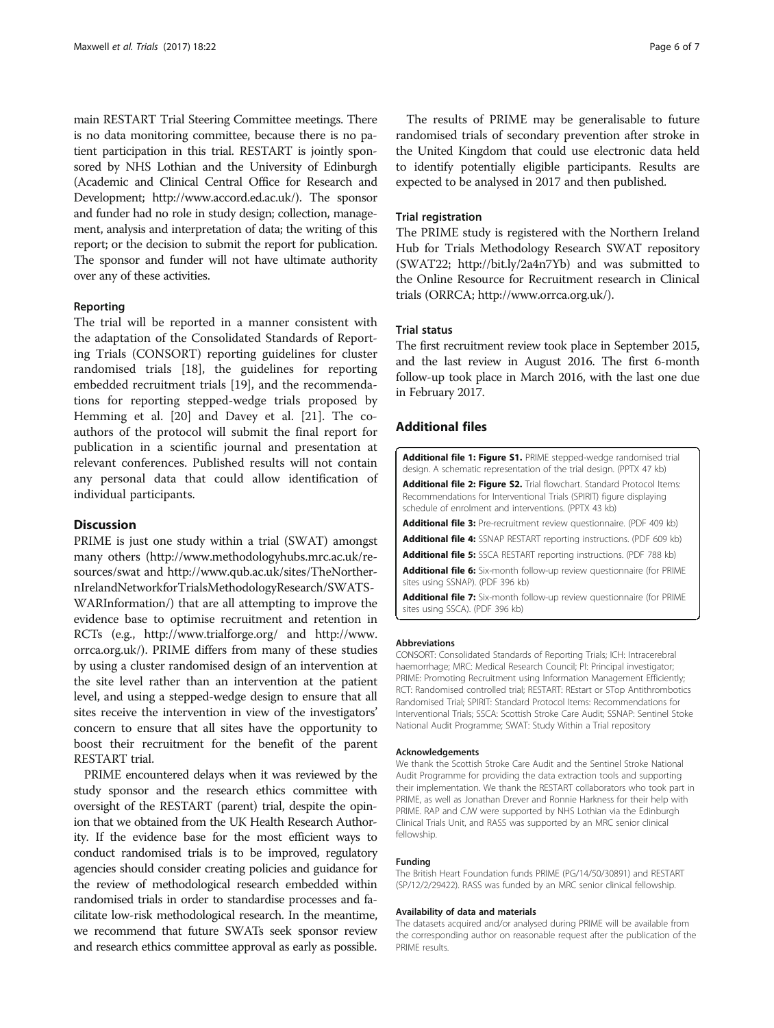main RESTART Trial Steering Committee meetings. There is no data monitoring committee, because there is no patient participation in this trial. RESTART is jointly sponsored by NHS Lothian and the University of Edinburgh (Academic and Clinical Central Office for Research and Development; http://www.accord.ed.ac.uk/). The sponsor and funder had no role in study design; collection, management, analysis and interpretation of data; the writing of this report; or the decision to submit the report for publication. The sponsor and funder will not have ultimate authority over any of these activities.

### Reporting

The trial will be reported in a manner consistent with the adaptation of the Consolidated Standards of Reporting Trials (CONSORT) reporting guidelines for cluster randomised trials [18], the guidelines for reporting embedded recruitment trials [19], and the recommendations for reporting stepped-wedge trials proposed by Hemming et al. [20] and Davey et al. [21]. The co-authors of the protocol will submit the final report for publication in a scientific journal and presentation at relevant conferences. Published results will not contain any personal data that could allow identification of individual participants.

## Discussion

PRIME is just one study within a trial (SWAT) amongst many others (http://www.methodologyhubs.mrc.ac.uk/resources/swat and http://www.qub.ac.uk/sites/TheNorthernIrelandNetworkforTrialsMethodologyResearch/SWATSWARInformation/) that are all attempting to improve the evidence base to optimise recruitment and retention in RCTs (e.g., http://www.trialforge.org/ and http://www.orrca.org.uk/). PRIME differs from many of these studies by using a cluster randomised design of an intervention at the site level rather than an intervention at the patient level, and using a stepped-wedge design to ensure that all sites receive the intervention in view of the investigators' concern to ensure that all sites have the opportunity to boost their recruitment for the benefit of the parent RESTART trial.

PRIME encountered delays when it was reviewed by the study sponsor and the research ethics committee with oversight of the RESTART (parent) trial, despite the opinion that we obtained from the UK Health Research Authority. If the evidence base for the most efficient ways to conduct randomised trials is to be improved, regulatory agencies should consider creating policies and guidance for the review of methodological research embedded within randomised trials in order to standardise processes and facilitate low-risk methodological research. In the meantime, we recommend that future SWATs seek sponsor review and research ethics committee approval as early as possible.

The results of PRIME may be generalisable to future randomised trials of secondary prevention after stroke in the United Kingdom that could use electronic data held to identify potentially eligible participants. Results are expected to be analysed in 2017 and then published.

### Trial registration

The PRIME study is registered with the Northern Ireland Hub for Trials Methodology Research SWAT repository (SWAT22; http://bit.ly/2a4n7Yb) and was submitted to the Online Resource for Recruitment research in Clinical trials (ORRCA; http://www.orrca.org.uk/).

### Trial status

The first recruitment review took place in September 2015, and the last review in August 2016. The first 6-month follow-up took place in March 2016, with the last one due in February 2017.

## Additional files

**Additional file 1: Figure S1.** PRIME stepped-wedge randomised trial design. A schematic representation of the trial design. (PPTX 47 kb)

**Additional file 2: Figure S2.** Trial flowchart. Standard Protocol Items: Recommendations for Interventional Trials (SPIRIT) figure displaying schedule of enrolment and interventions. (PPTX 43 kb)

**Additional file 3:** Pre-recruitment review questionnaire. (PDF 409 kb)

**Additional file 4:** SSNAP RESTART reporting instructions. (PDF 609 kb)

**Additional file 5:** SSCA RESTART reporting instructions. (PDF 788 kb)

**Additional file 6:** Six-month follow-up review questionnaire (for PRIME sites using SSNAP). (PDF 396 kb)

**Additional file 7:** Six-month follow-up review questionnaire (for PRIME sites using SSCA). (PDF 396 kb)

#### Abbreviations

CONSORT: Consolidated Standards of Reporting Trials; ICH: Intracerebral haemorrhage; MRC: Medical Research Council; PI: Principal investigator; PRIME: Promoting Recruitment using Information Management Efficiently; RCT: Randomised controlled trial; RESTART: REstart or STop Antithrombotics Randomised Trial; SPIRIT: Standard Protocol Items: Recommendations for Interventional Trials; SSCA: Scottish Stroke Care Audit; SSNAP: Sentinel Stroke National Audit Programme; SWAT: Study Within a Trial repository

#### Acknowledgements

We thank the Scottish Stroke Care Audit and the Sentinel Stroke National Audit Programme for providing the data extraction tools and supporting their implementation. We thank the RESTART collaborators who took part in PRIME, as well as Jonathan Drever and Ronnie Harkness for their help with PRIME. RAP and CJW were supported by NHS Lothian via the Edinburgh Clinical Trials Unit, and RASS was supported by an MRC senior clinical fellowship.

#### Funding

The British Heart Foundation funds PRIME (PG/14/50/30891) and RESTART (SP/12/2/29422). RASS was funded by an MRC senior clinical fellowship.

#### Availability of data and materials

The datasets acquired and/or analysed during PRIME will be available from the corresponding author on reasonable request after the publication of the PRIME results.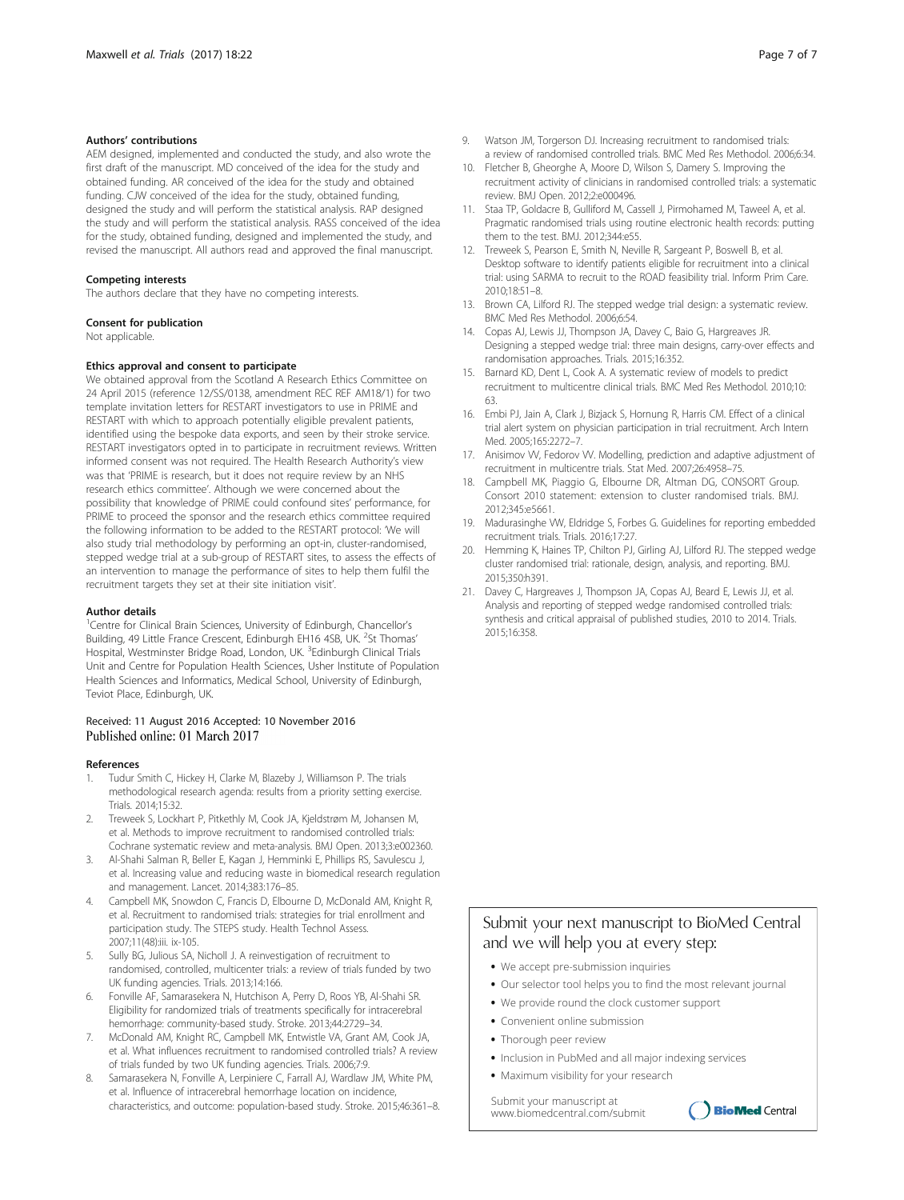### Authors' contributions

AEM designed, implemented and conducted the study, and also wrote the first draft of the manuscript. MD conceived of the idea for the study and obtained funding. AR conceived of the idea for the study and obtained funding. CJW conceived of the idea for the study, obtained funding, designed the study and will perform the statistical analysis. RAP designed the study and will perform the statistical analysis. RASS conceived of the idea for the study, obtained funding, designed and implemented the study, and revised the manuscript. All authors read and approved the final manuscript.

### Competing interests

The authors declare that they have no competing interests.

### Consent for publication

Not applicable.

### Ethics approval and consent to participate

We obtained approval from the Scotland A Research Ethics Committee on 24 April 2015 (reference 12/SS/0138, amendment REC REF AM18/1) for two template invitation letters for RESTART investigators to use in PRIME and RESTART with which to approach potentially eligible prevalent patients, identified using the bespoke data exports, and seen by their stroke service. RESTART investigators opted in to participate in recruitment reviews. Written informed consent was not required. The Health Research Authority's view was that 'PRIME is research, but it does not require review by an NHS research ethics committee'. Although we were concerned about the possibility that knowledge of PRIME could confound sites' performance, for PRIME to proceed the sponsor and the research ethics committee required the following information to be added to the RESTART protocol: 'We will also study trial methodology by performing an opt-in, cluster-randomised, stepped wedge trial at a sub-group of RESTART sites, to assess the effects of an intervention to manage the performance of sites to help them fulfil the recruitment targets they set at their site initiation visit'.

### Author details

[1]Centre for Clinical Brain Sciences, University of Edinburgh, Chancellor's Building, 49 Little France Crescent, Edinburgh EH16 4SB, UK. [2]St Thomas' Hospital, Westminster Bridge Road, London, UK. [3]Edinburgh Clinical Trials Unit and Centre for Population Health Sciences, Usher Institute of Population Health Sciences and Informatics, Medical School, University of Edinburgh, Teviot Place, Edinburgh, UK.

Received: 11 August 2016 Accepted: 10 November 2016
Published online: 01 March 2017

### References

1. Tudur Smith C, Hickey H, Clarke M, Blazeby J, Williamson P. The trials methodological research agenda: results from a priority setting exercise. Trials. 2014;15:32.
2. Treweek S, Lockhart P, Pitkethly M, Cook JA, Kjeldstrøm M, Johansen M, et al. Methods to improve recruitment to randomised controlled trials: Cochrane systematic review and meta-analysis. BMJ Open. 2013;3:e002360.
3. Al-Shahi Salman R, Beller E, Kagan J, Hemminki E, Phillips RS, Savulescu J, et al. Increasing value and reducing waste in biomedical research regulation and management. Lancet. 2014;383:176–85.
4. Campbell MK, Snowdon C, Francis D, Elbourne D, McDonald AM, Knight R, et al. Recruitment to randomised trials: strategies for trial enrollment and participation study. The STEPS study. Health Technol Assess. 2007;11(48):iii. ix-105.
5. Sully BG, Julious SA, Nicholl J. A reinvestigation of recruitment to randomised, controlled, multicenter trials: a review of trials funded by two UK funding agencies. Trials. 2013;14:166.
6. Fonville AF, Samarasekera N, Hutchison A, Perry D, Roos YB, Al-Shahi SR. Eligibility for randomized trials of treatments specifically for intracerebral hemorrhage: community-based study. Stroke. 2013;44:2729–34.
7. McDonald AM, Knight RC, Campbell MK, Entwistle VA, Grant AM, Cook JA, et al. What influences recruitment to randomised controlled trials? A review of trials funded by two UK funding agencies. Trials. 2006;7:9.
8. Samarasekera N, Fonville A, Lerpiniere C, Farrall AJ, Wardlaw JM, White PM, et al. Influence of intracerebral hemorrhage location on incidence, characteristics, and outcome: population-based study. Stroke. 2015;46:361–8.
9. Watson JM, Torgerson DJ. Increasing recruitment to randomised trials: a review of randomised controlled trials. BMC Med Res Methodol. 2006;6:34.
10. Fletcher B, Gheorghe A, Moore D, Wilson S, Damery S. Improving the recruitment activity of clinicians in randomised controlled trials: a systematic review. BMJ Open. 2012;2:e000496.
11. Staa TP, Goldacre B, Gulliford M, Cassell J, Pirmohamed M, Taweel A, et al. Pragmatic randomised trials using routine electronic health records: putting them to the test. BMJ. 2012;344:e55.
12. Treweek S, Pearson E, Smith N, Neville R, Sargeant P, Boswell B, et al. Desktop software to identify patients eligible for recruitment into a clinical trial: using SARMA to recruit to the ROAD feasibility trial. Inform Prim Care. 2010;18:51–8.
13. Brown CA, Lilford RJ. The stepped wedge trial design: a systematic review. BMC Med Res Methodol. 2006;6:54.
14. Copas AJ, Lewis JJ, Thompson JA, Davey C, Baio G, Hargreaves JR. Designing a stepped wedge trial: three main designs, carry-over effects and randomisation approaches. Trials. 2015;16:352.
15. Barnard KD, Dent L, Cook A. A systematic review of models to predict recruitment to multicentre clinical trials. BMC Med Res Methodol. 2010;10:63.
16. Embi PJ, Jain A, Clark J, Bizjack S, Hornung R, Harris CM. Effect of a clinical trial alert system on physician participation in trial recruitment. Arch Intern Med. 2005;165:2272–7.
17. Anisimov VV, Fedorov VV. Modelling, prediction and adaptive adjustment of recruitment in multicentre trials. Stat Med. 2007;26:4958–75.
18. Campbell MK, Piaggio G, Elbourne DR, Altman DG, CONSORT Group. Consort 2010 statement: extension to cluster randomised trials. BMJ. 2012;345:e5661.
19. Madurasinghe VW, Eldridge S, Forbes G. Guidelines for reporting embedded recruitment trials. Trials. 2016;17:27.
20. Hemming K, Haines TP, Chilton PJ, Girling AJ, Lilford RJ. The stepped wedge cluster randomised trial: rationale, design, analysis, and reporting. BMJ. 2015;350:h391.
21. Davey C, Hargreaves J, Thompson JA, Copas AJ, Beard E, Lewis JJ, et al. Analysis and reporting of stepped wedge randomised controlled trials: synthesis and critical appraisal of published studies, 2010 to 2014. Trials. 2015;16:358.

Submit your next manuscript to BioMed Central and we will help you at every step:

- We accept pre-submission inquiries
- Our selector tool helps you to find the most relevant journal
- We provide round the clock customer support
- Convenient online submission
- Thorough peer review
- Inclusion in PubMed and all major indexing services
- Maximum visibility for your research

Submit your manuscript at
www.biomedcentral.com/submit

BioMed Central